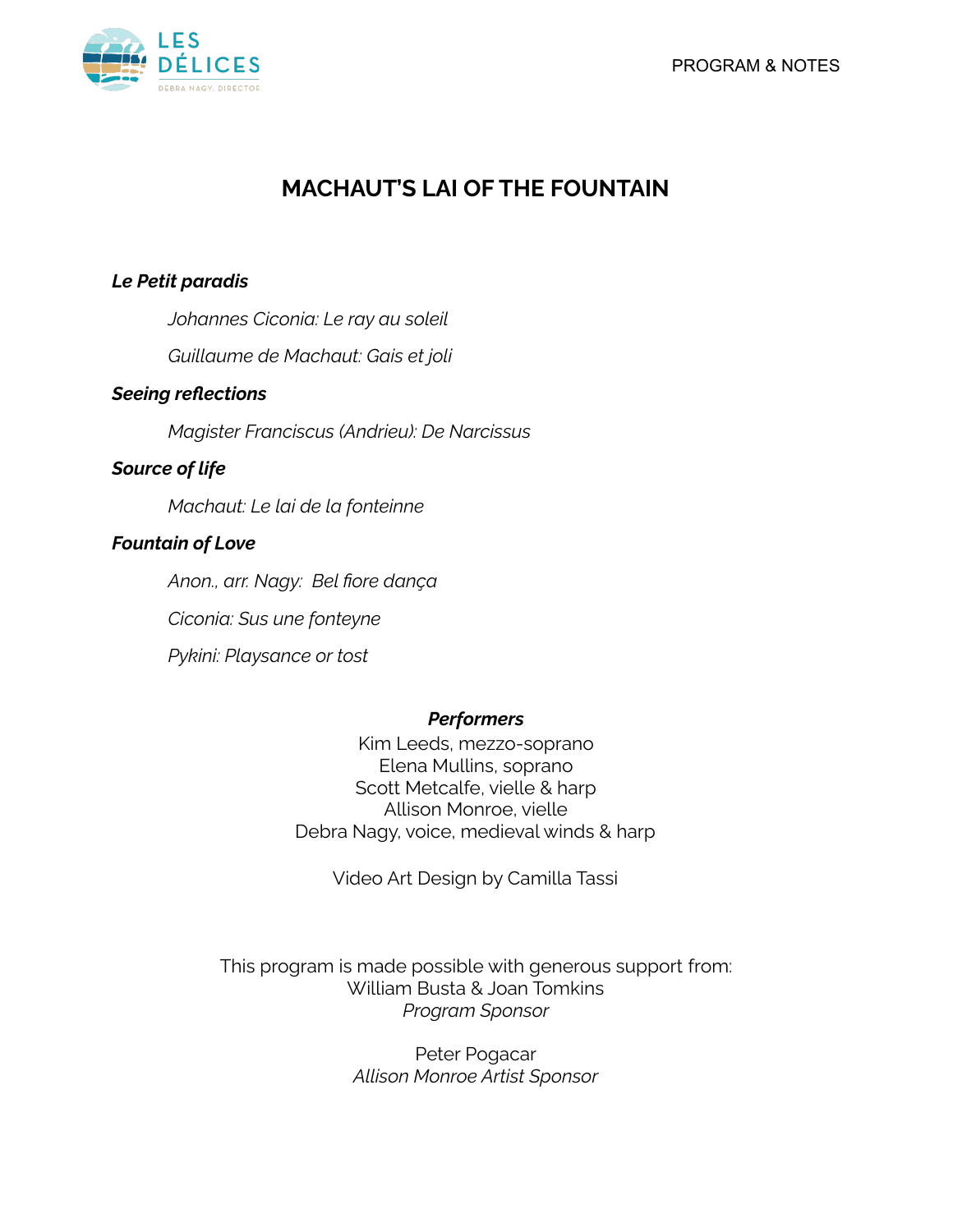LES DÉLICES
DEBRA NAGY, DIRECTOR

PROGRAM & NOTES

# MACHAUT'S LAI OF THE FOUNTAIN

***Le Petit paradis***

*Johannes Ciconia: Le ray au soleil*

*Guillaume de Machaut: Gais et joli*

***Seeing reflections***

*Magister Franciscus (Andrieu): De Narcissus*

***Source of life***

*Machaut: Le lai de la fonteinne*

***Fountain of Love***

*Anon., arr. Nagy: Bel fiore dança*

*Ciconia: Sus une fonteyne*

*Pykini: Playsance or tost*

***Performers***

Kim Leeds, mezzo-soprano
Elena Mullins, soprano
Scott Metcalfe, vielle & harp
Allison Monroe, vielle
Debra Nagy, voice, medieval winds & harp

Video Art Design by Camilla Tassi

This program is made possible with generous support from:
William Busta & Joan Tomkins
*Program Sponsor*

Peter Pogacar
*Allison Monroe Artist Sponsor*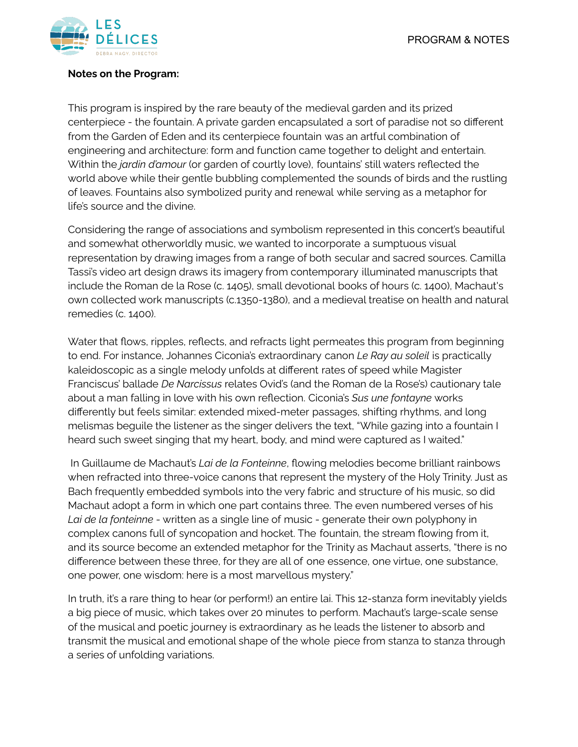**Notes on the Program:**

This program is inspired by the rare beauty of the medieval garden and its prized centerpiece - the fountain. A private garden encapsulated a sort of paradise not so different from the Garden of Eden and its centerpiece fountain was an artful combination of engineering and architecture: form and function came together to delight and entertain. Within the *jardin d'amour* (or garden of courtly love), fountains' still waters reflected the world above while their gentle bubbling complemented the sounds of birds and the rustling of leaves. Fountains also symbolized purity and renewal while serving as a metaphor for life's source and the divine.

Considering the range of associations and symbolism represented in this concert's beautiful and somewhat otherworldly music, we wanted to incorporate a sumptuous visual representation by drawing images from a range of both secular and sacred sources. Camilla Tassi's video art design draws its imagery from contemporary illuminated manuscripts that include the Roman de la Rose (c. 1405), small devotional books of hours (c. 1400), Machaut's own collected work manuscripts (c.1350-1380), and a medieval treatise on health and natural remedies (c. 1400).

Water that flows, ripples, reflects, and refracts light permeates this program from beginning to end. For instance, Johannes Ciconia's extraordinary canon *Le Ray au soleil* is practically kaleidoscopic as a single melody unfolds at different rates of speed while Magister Franciscus' ballade *De Narcissus* relates Ovid's (and the Roman de la Rose's) cautionary tale about a man falling in love with his own reflection. Ciconia's *Sus une fontayne* works differently but feels similar: extended mixed-meter passages, shifting rhythms, and long melismas beguile the listener as the singer delivers the text, "While gazing into a fountain I heard such sweet singing that my heart, body, and mind were captured as I waited."

In Guillaume de Machaut's *Lai de la Fonteinne*, flowing melodies become brilliant rainbows when refracted into three-voice canons that represent the mystery of the Holy Trinity. Just as Bach frequently embedded symbols into the very fabric and structure of his music, so did Machaut adopt a form in which one part contains three. The even numbered verses of his *Lai de la fonteinne* - written as a single line of music - generate their own polyphony in complex canons full of syncopation and hocket. The fountain, the stream flowing from it, and its source become an extended metaphor for the Trinity as Machaut asserts, "there is no difference between these three, for they are all of one essence, one virtue, one substance, one power, one wisdom: here is a most marvellous mystery."

In truth, it's a rare thing to hear (or perform!) an entire lai. This 12-stanza form inevitably yields a big piece of music, which takes over 20 minutes to perform. Machaut's large-scale sense of the musical and poetic journey is extraordinary as he leads the listener to absorb and transmit the musical and emotional shape of the whole piece from stanza to stanza through a series of unfolding variations.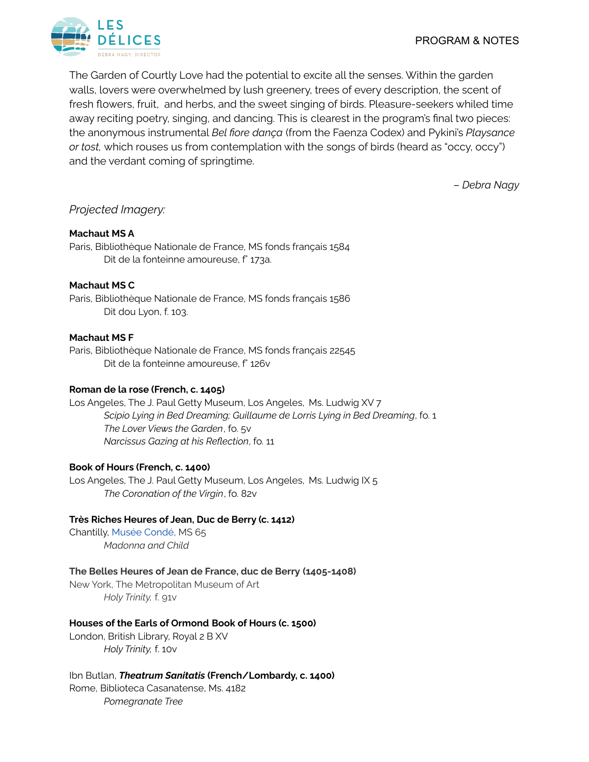The Garden of Courtly Love had the potential to excite all the senses. Within the garden walls, lovers were overwhelmed by lush greenery, trees of every description, the scent of fresh flowers, fruit, and herbs, and the sweet singing of birds. Pleasure-seekers whiled time away reciting poetry, singing, and dancing. This is clearest in the program's final two pieces: the anonymous instrumental *Bel fiore dança* (from the Faenza Codex) and Pykini's *Playsance or tost,* which rouses us from contemplation with the songs of birds (heard as "occy, occy") and the verdant coming of springtime.

*– Debra Nagy*

*Projected Imagery:*

**Machaut MS A**
Paris, Bibliothèque Nationale de France, MS fonds français 1584
Dit de la fonteinne amoureuse, f° 173a.

**Machaut MS C**
Paris, Bibliothèque Nationale de France, MS fonds français 1586
Dit dou Lyon, f. 103.

**Machaut MS F**
Paris, Bibliothèque Nationale de France, MS fonds français 22545
Dit de la fonteinne amoureuse, f° 126v

**Roman de la rose (French, c. 1405)**
Los Angeles, The J. Paul Getty Museum, Los Angeles, Ms. Ludwig XV 7
*Scipio Lying in Bed Dreaming; Guillaume de Lorris Lying in Bed Dreaming*, fo. 1
*The Lover Views the Garden*, fo. 5v
*Narcissus Gazing at his Reflection*, fo. 11

**Book of Hours (French, c. 1400)**
Los Angeles, The J. Paul Getty Museum, Los Angeles, Ms. Ludwig IX 5
*The Coronation of the Virgin*, fo. 82v

**Très Riches Heures of Jean, Duc de Berry (c. 1412)**
Chantilly, Musée Condé, MS 65
*Madonna and Child*

**The Belles Heures of Jean de France, duc de Berry (1405-1408)**
New York, The Metropolitan Museum of Art
*Holy Trinity,* f. 91v

**Houses of the Earls of Ormond Book of Hours (c. 1500)**
London, British Library, Royal 2 B XV
*Holy Trinity,* f. 10v

Ibn Butlan, ***Theatrum Sanitatis*** **(French/Lombardy, c. 1400)**
Rome, Biblioteca Casanatense, Ms. 4182
*Pomegranate Tree*